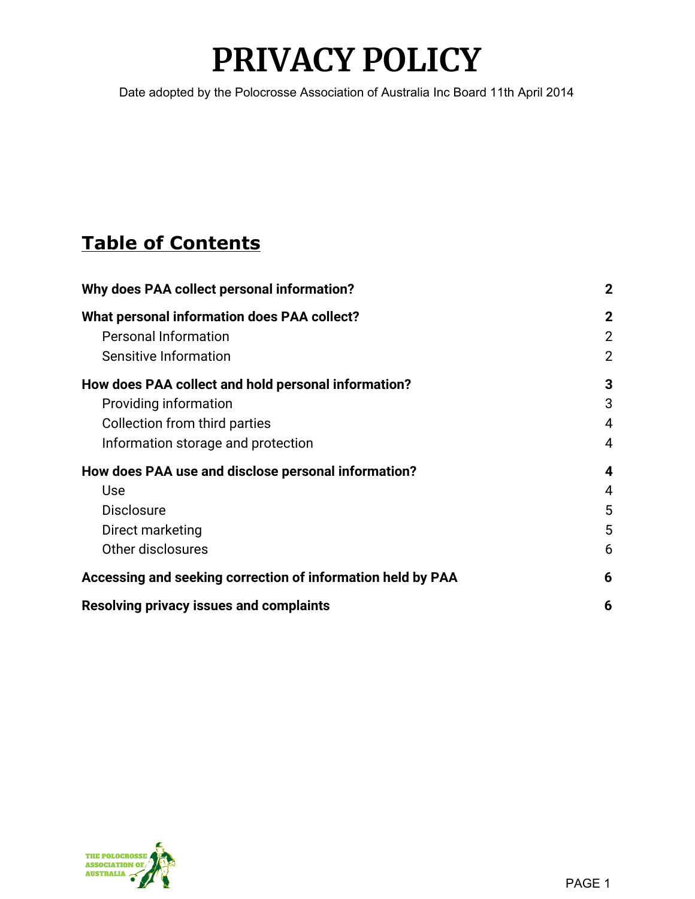# PRIVACY POLICY

Date adopted by the Polocrosse Association of Australia Inc Board 11th April 2014

## Table of Contents

| | |
|---|---|
| **Why does PAA collect personal information?** | **2** |
| **What personal information does PAA collect?** | **2** |
| Personal Information | 2 |
| Sensitive Information | 2 |
| **How does PAA collect and hold personal information?** | **3** |
| Providing information | 3 |
| Collection from third parties | 4 |
| Information storage and protection | 4 |
| **How does PAA use and disclose personal information?** | **4** |
| Use | 4 |
| Disclosure | 5 |
| Direct marketing | 5 |
| Other disclosures | 6 |
| **Accessing and seeking correction of information held by PAA** | **6** |
| **Resolving privacy issues and complaints** | **6** |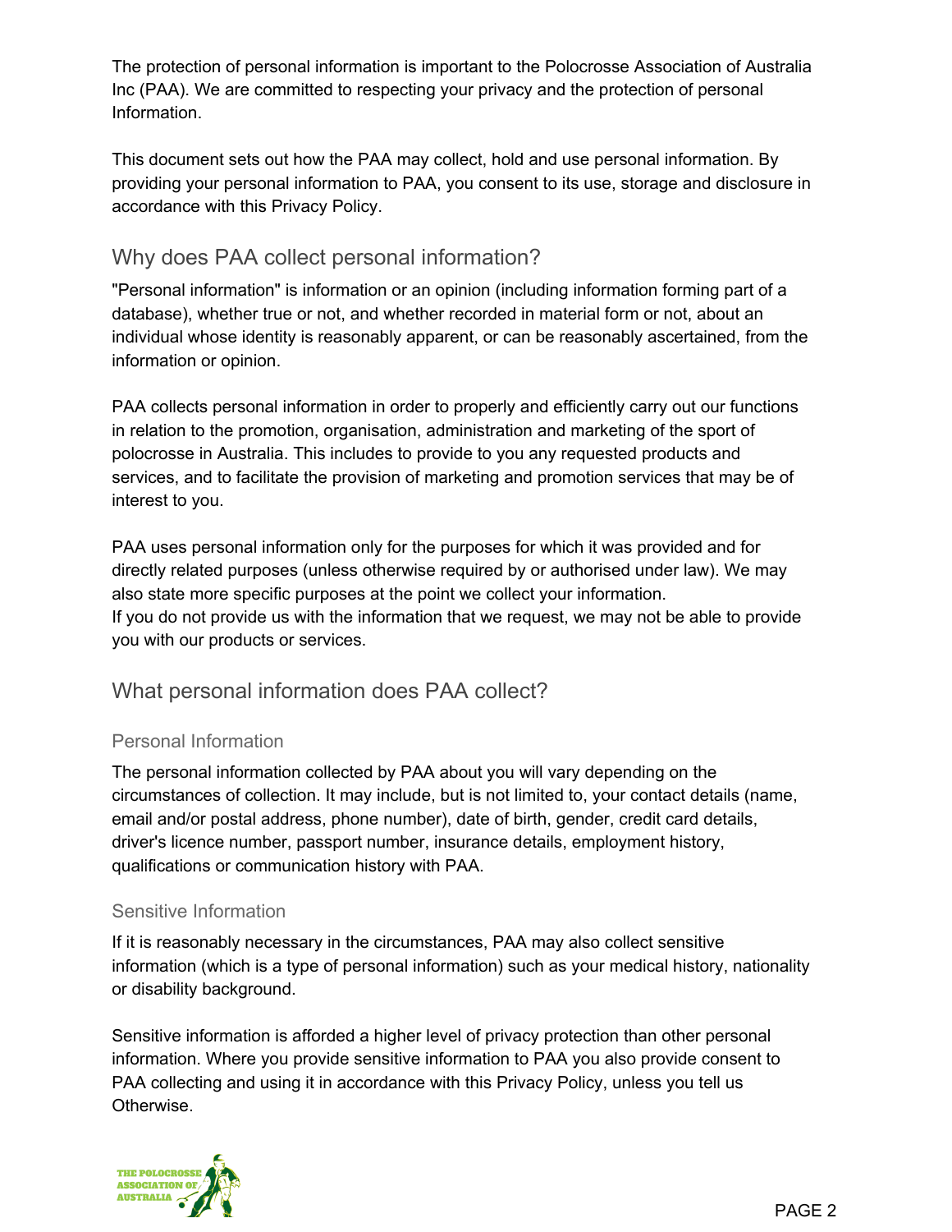The protection of personal information is important to the Polocrosse Association of Australia Inc (PAA). We are committed to respecting your privacy and the protection of personal Information.

This document sets out how the PAA may collect, hold and use personal information. By providing your personal information to PAA, you consent to its use, storage and disclosure in accordance with this Privacy Policy.

## Why does PAA collect personal information?

"Personal information" is information or an opinion (including information forming part of a database), whether true or not, and whether recorded in material form or not, about an individual whose identity is reasonably apparent, or can be reasonably ascertained, from the information or opinion.

PAA collects personal information in order to properly and efficiently carry out our functions in relation to the promotion, organisation, administration and marketing of the sport of polocrosse in Australia. This includes to provide to you any requested products and services, and to facilitate the provision of marketing and promotion services that may be of interest to you.

PAA uses personal information only for the purposes for which it was provided and for directly related purposes (unless otherwise required by or authorised under law). We may also state more specific purposes at the point we collect your information.
If you do not provide us with the information that we request, we may not be able to provide you with our products or services.

## What personal information does PAA collect?

### Personal Information

The personal information collected by PAA about you will vary depending on the circumstances of collection. It may include, but is not limited to, your contact details (name, email and/or postal address, phone number), date of birth, gender, credit card details, driver's licence number, passport number, insurance details, employment history, qualifications or communication history with PAA.

### Sensitive Information

If it is reasonably necessary in the circumstances, PAA may also collect sensitive information (which is a type of personal information) such as your medical history, nationality or disability background.

Sensitive information is afforded a higher level of privacy protection than other personal information. Where you provide sensitive information to PAA you also provide consent to PAA collecting and using it in accordance with this Privacy Policy, unless you tell us Otherwise.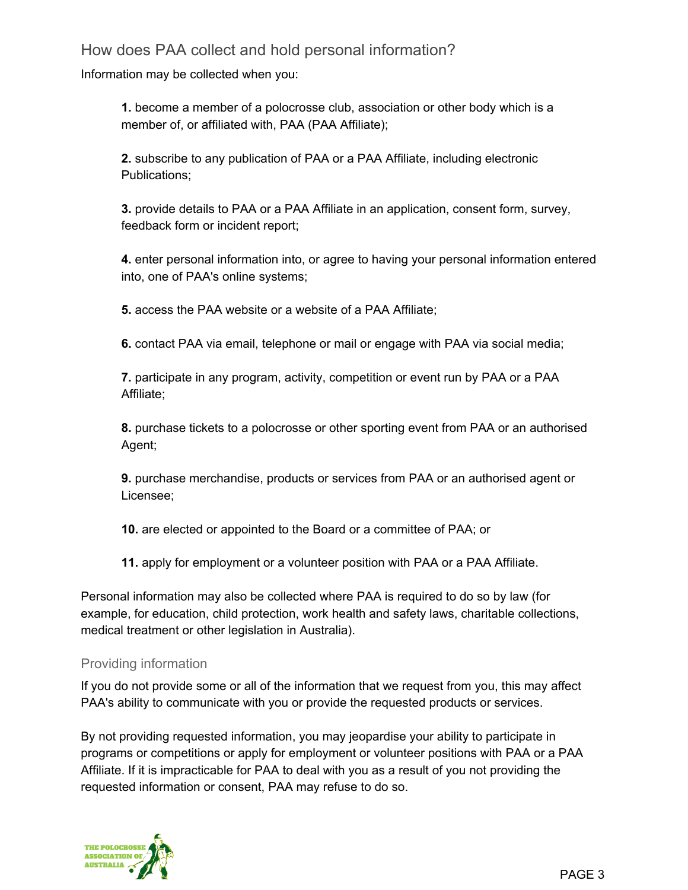## How does PAA collect and hold personal information?

Information may be collected when you:

> **1.** become a member of a polocrosse club, association or other body which is a member of, or affiliated with, PAA (PAA Affiliate);
>
> **2.** subscribe to any publication of PAA or a PAA Affiliate, including electronic Publications;
>
> **3.** provide details to PAA or a PAA Affiliate in an application, consent form, survey, feedback form or incident report;
>
> **4.** enter personal information into, or agree to having your personal information entered into, one of PAA's online systems;
>
> **5.** access the PAA website or a website of a PAA Affiliate;
>
> **6.** contact PAA via email, telephone or mail or engage with PAA via social media;
>
> **7.** participate in any program, activity, competition or event run by PAA or a PAA Affiliate;
>
> **8.** purchase tickets to a polocrosse or other sporting event from PAA or an authorised Agent;
>
> **9.** purchase merchandise, products or services from PAA or an authorised agent or Licensee;
>
> **10.** are elected or appointed to the Board or a committee of PAA; or
>
> **11.** apply for employment or a volunteer position with PAA or a PAA Affiliate.

Personal information may also be collected where PAA is required to do so by law (for example, for education, child protection, work health and safety laws, charitable collections, medical treatment or other legislation in Australia).

### Providing information

If you do not provide some or all of the information that we request from you, this may affect PAA's ability to communicate with you or provide the requested products or services.

By not providing requested information, you may jeopardise your ability to participate in programs or competitions or apply for employment or volunteer positions with PAA or a PAA Affiliate. If it is impracticable for PAA to deal with you as a result of you not providing the requested information or consent, PAA may refuse to do so.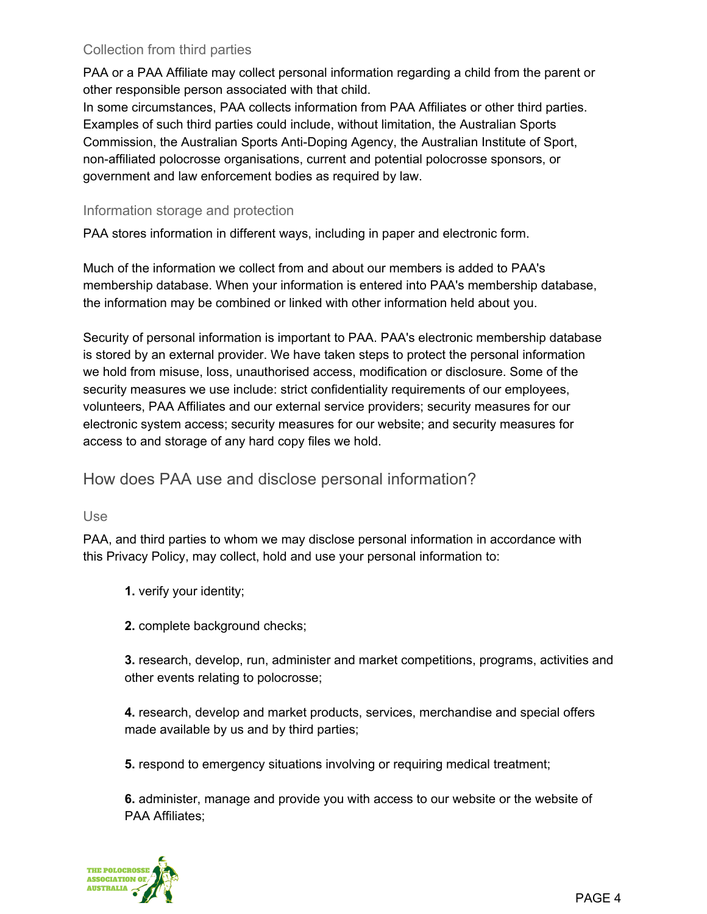### Collection from third parties

PAA or a PAA Affiliate may collect personal information regarding a child from the parent or other responsible person associated with that child.
In some circumstances, PAA collects information from PAA Affiliates or other third parties. Examples of such third parties could include, without limitation, the Australian Sports Commission, the Australian Sports Anti-Doping Agency, the Australian Institute of Sport, non-affiliated polocrosse organisations, current and potential polocrosse sponsors, or government and law enforcement bodies as required by law.

### Information storage and protection

PAA stores information in different ways, including in paper and electronic form.

Much of the information we collect from and about our members is added to PAA's membership database. When your information is entered into PAA's membership database, the information may be combined or linked with other information held about you.

Security of personal information is important to PAA. PAA's electronic membership database is stored by an external provider. We have taken steps to protect the personal information we hold from misuse, loss, unauthorised access, modification or disclosure. Some of the security measures we use include: strict confidentiality requirements of our employees, volunteers, PAA Affiliates and our external service providers; security measures for our electronic system access; security measures for our website; and security measures for access to and storage of any hard copy files we hold.

## How does PAA use and disclose personal information?

### Use

PAA, and third parties to whom we may disclose personal information in accordance with this Privacy Policy, may collect, hold and use your personal information to:

**1.** verify your identity;

**2.** complete background checks;

**3.** research, develop, run, administer and market competitions, programs, activities and other events relating to polocrosse;

**4.** research, develop and market products, services, merchandise and special offers made available by us and by third parties;

**5.** respond to emergency situations involving or requiring medical treatment;

**6.** administer, manage and provide you with access to our website or the website of PAA Affiliates;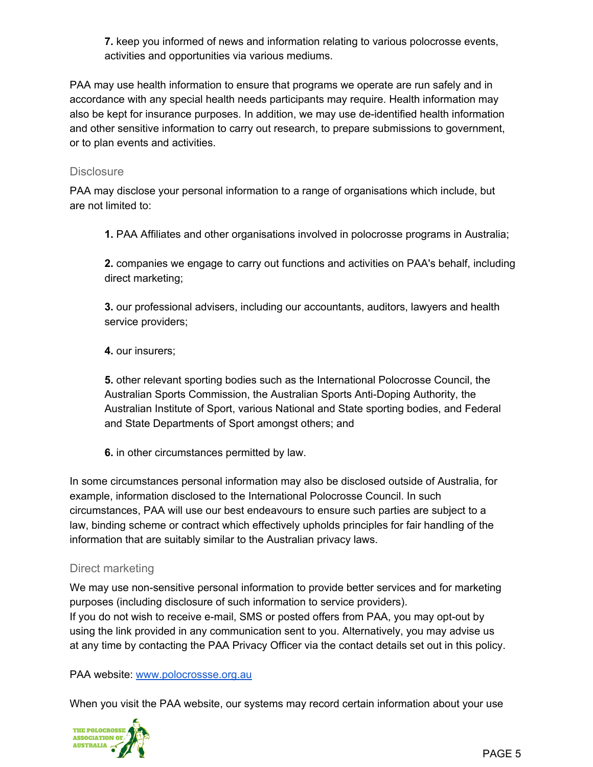**7.** keep you informed of news and information relating to various polocrosse events, activities and opportunities via various mediums.

PAA may use health information to ensure that programs we operate are run safely and in accordance with any special health needs participants may require. Health information may also be kept for insurance purposes. In addition, we may use de-identified health information and other sensitive information to carry out research, to prepare submissions to government, or to plan events and activities.

### Disclosure

PAA may disclose your personal information to a range of organisations which include, but are not limited to:

**1.** PAA Affiliates and other organisations involved in polocrosse programs in Australia;

**2.** companies we engage to carry out functions and activities on PAA's behalf, including direct marketing;

**3.** our professional advisers, including our accountants, auditors, lawyers and health service providers;

**4.** our insurers;

**5.** other relevant sporting bodies such as the International Polocrosse Council, the Australian Sports Commission, the Australian Sports Anti-Doping Authority, the Australian Institute of Sport, various National and State sporting bodies, and Federal and State Departments of Sport amongst others; and

**6.** in other circumstances permitted by law.

In some circumstances personal information may also be disclosed outside of Australia, for example, information disclosed to the International Polocrosse Council. In such circumstances, PAA will use our best endeavours to ensure such parties are subject to a law, binding scheme or contract which effectively upholds principles for fair handling of the information that are suitably similar to the Australian privacy laws.

### Direct marketing

We may use non-sensitive personal information to provide better services and for marketing purposes (including disclosure of such information to service providers).
If you do not wish to receive e-mail, SMS or posted offers from PAA, you may opt-out by using the link provided in any communication sent to you. Alternatively, you may advise us at any time by contacting the PAA Privacy Officer via the contact details set out in this policy.

PAA website: [www.polocrossse.org.au](www.polocrossse.org.au)

When you visit the PAA website, our systems may record certain information about your use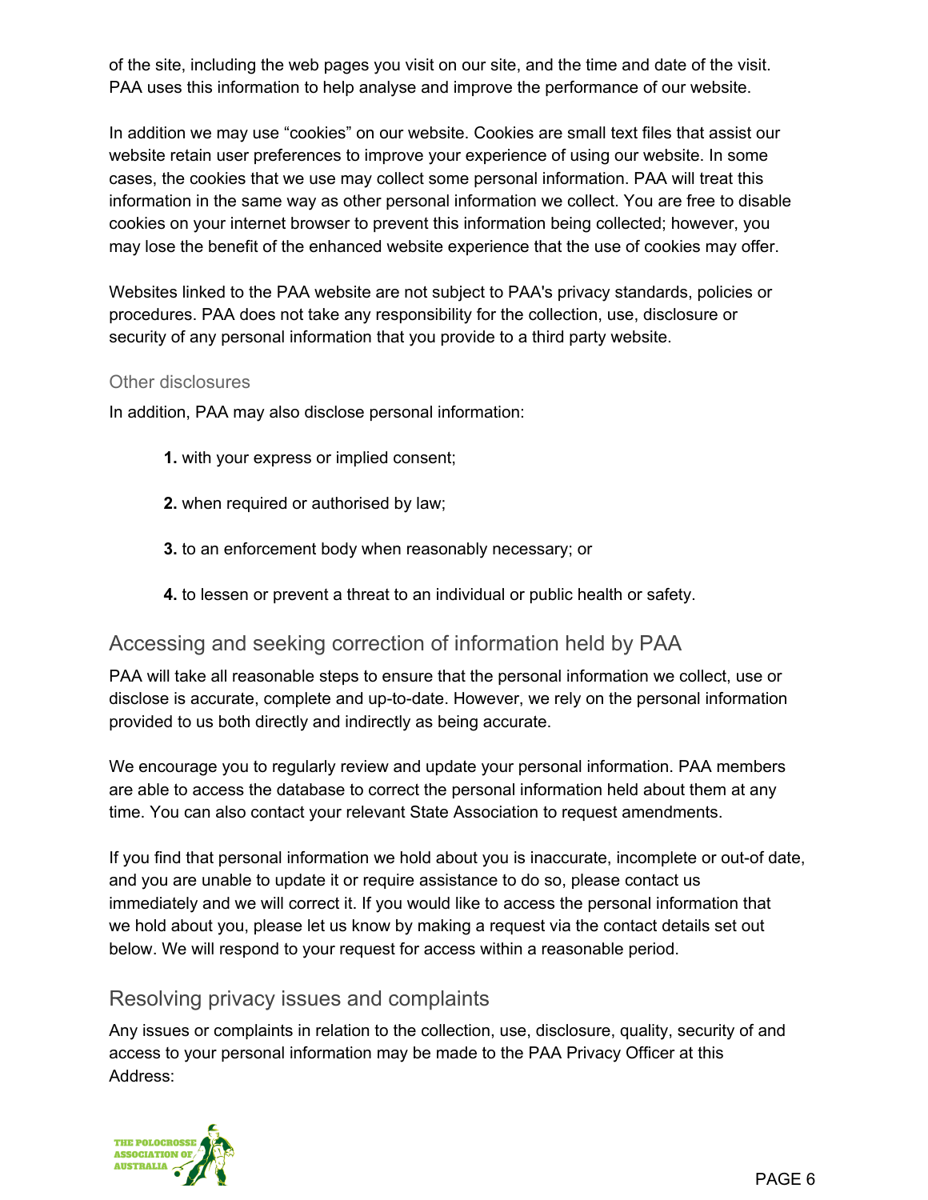of the site, including the web pages you visit on our site, and the time and date of the visit. PAA uses this information to help analyse and improve the performance of our website.

In addition we may use “cookies” on our website. Cookies are small text files that assist our website retain user preferences to improve your experience of using our website. In some cases, the cookies that we use may collect some personal information. PAA will treat this information in the same way as other personal information we collect. You are free to disable cookies on your internet browser to prevent this information being collected; however, you may lose the benefit of the enhanced website experience that the use of cookies may offer.

Websites linked to the PAA website are not subject to PAA's privacy standards, policies or procedures. PAA does not take any responsibility for the collection, use, disclosure or security of any personal information that you provide to a third party website.

### Other disclosures

In addition, PAA may also disclose personal information:

1. with your express or implied consent;
2. when required or authorised by law;
3. to an enforcement body when reasonably necessary; or
4. to lessen or prevent a threat to an individual or public health or safety.

## Accessing and seeking correction of information held by PAA

PAA will take all reasonable steps to ensure that the personal information we collect, use or disclose is accurate, complete and up-to-date. However, we rely on the personal information provided to us both directly and indirectly as being accurate.

We encourage you to regularly review and update your personal information. PAA members are able to access the database to correct the personal information held about them at any time. You can also contact your relevant State Association to request amendments.

If you find that personal information we hold about you is inaccurate, incomplete or out-of date, and you are unable to update it or require assistance to do so, please contact us immediately and we will correct it. If you would like to access the personal information that we hold about you, please let us know by making a request via the contact details set out below. We will respond to your request for access within a reasonable period.

## Resolving privacy issues and complaints

Any issues or complaints in relation to the collection, use, disclosure, quality, security of and access to your personal information may be made to the PAA Privacy Officer at this Address: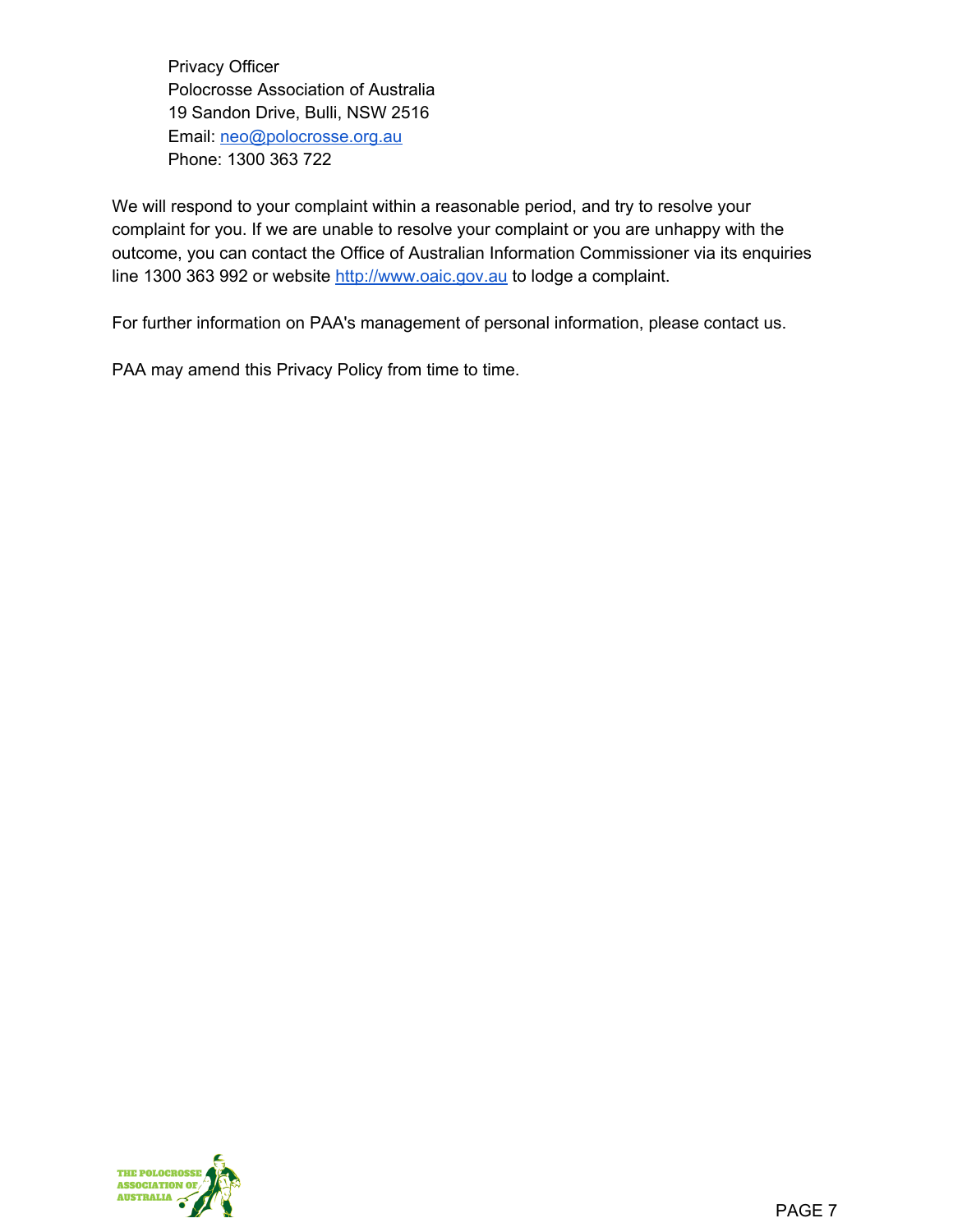Privacy Officer
Polocrosse Association of Australia
19 Sandon Drive, Bulli, NSW 2516
Email: neo@polocrosse.org.au
Phone: 1300 363 722

We will respond to your complaint within a reasonable period, and try to resolve your complaint for you. If we are unable to resolve your complaint or you are unhappy with the outcome, you can contact the Office of Australian Information Commissioner via its enquiries line 1300 363 992 or website http://www.oaic.gov.au to lodge a complaint.

For further information on PAA's management of personal information, please contact us.

PAA may amend this Privacy Policy from time to time.